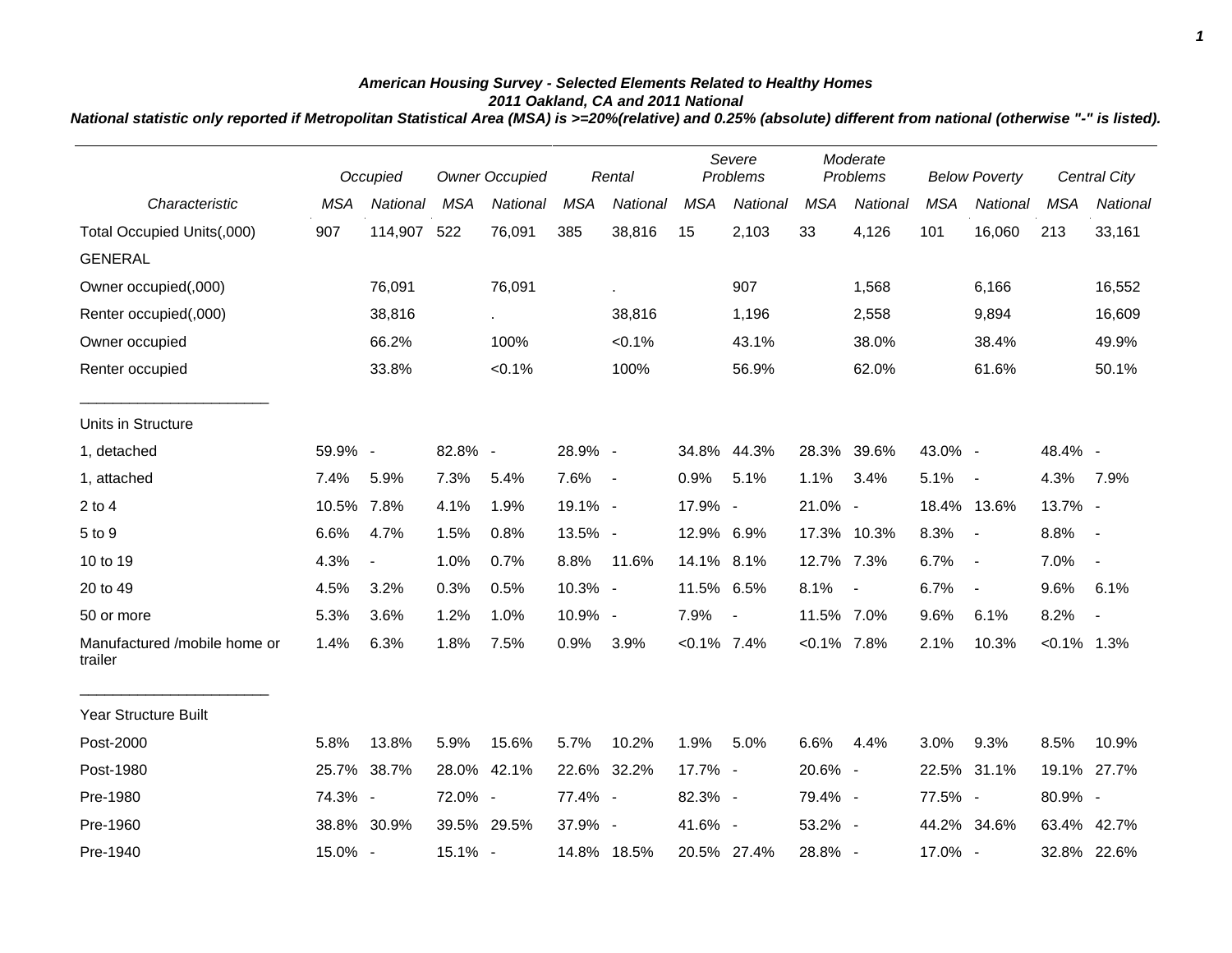### American Housing Survey - Selected Elements Related to Healthy Homes
### 2011 Oakland, CA and 2011 National

***National statistic only reported if Metropolitan Statistical Area (MSA) is >=20%(relative) and 0.25% (absolute) different from national (otherwise "-" is listed).***

| | *Occupied* | | *Owner Occupied* | | *Rental* | | *Severe Problems* | | *Moderate Problems* | | *Below Poverty* | | *Central City* | |
|---|---|---|---|---|---|---|---|---|---|---|---|---|---|---|
| *Characteristic* | *MSA* | *National* | *MSA* | *National* | *MSA* | *National* | *MSA* | *National* | *MSA* | *National* | *MSA* | *National* | *MSA* | *National* |
| Total Occupied Units(,000) | 907 | 114,907 | 522 | 76,091 | 385 | 38,816 | 15 | 2,103 | 33 | 4,126 | 101 | 16,060 | 213 | 33,161 |
| GENERAL | | | | | | | | | | | | | | |
| Owner occupied(,000) | | 76,091 | | 76,091 | | . | | 907 | | 1,568 | | 6,166 | | 16,552 |
| Renter occupied(,000) | | 38,816 | | . | | 38,816 | | 1,196 | | 2,558 | | 9,894 | | 16,609 |
| Owner occupied | | 66.2% | | 100% | | <0.1% | | 43.1% | | 38.0% | | 38.4% | | 49.9% |
| Renter occupied | | 33.8% | | <0.1% | | 100% | | 56.9% | | 62.0% | | 61.6% | | 50.1% |
| Units in Structure | | | | | | | | | | | | | | |
| 1, detached | 59.9% | - | 82.8% | - | 28.9% | - | 34.8% | 44.3% | 28.3% | 39.6% | 43.0% | - | 48.4% | - |
| 1, attached | 7.4% | 5.9% | 7.3% | 5.4% | 7.6% | - | 0.9% | 5.1% | 1.1% | 3.4% | 5.1% | - | 4.3% | 7.9% |
| 2 to 4 | 10.5% | 7.8% | 4.1% | 1.9% | 19.1% | - | 17.9% | - | 21.0% | - | 18.4% | 13.6% | 13.7% | - |
| 5 to 9 | 6.6% | 4.7% | 1.5% | 0.8% | 13.5% | - | 12.9% | 6.9% | 17.3% | 10.3% | 8.3% | - | 8.8% | - |
| 10 to 19 | 4.3% | - | 1.0% | 0.7% | 8.8% | 11.6% | 14.1% | 8.1% | 12.7% | 7.3% | 6.7% | - | 7.0% | - |
| 20 to 49 | 4.5% | 3.2% | 0.3% | 0.5% | 10.3% | - | 11.5% | 6.5% | 8.1% | - | 6.7% | - | 9.6% | 6.1% |
| 50 or more | 5.3% | 3.6% | 1.2% | 1.0% | 10.9% | - | 7.9% | - | 11.5% | 7.0% | 9.6% | 6.1% | 8.2% | - |
| Manufactured /mobile home or trailer | 1.4% | 6.3% | 1.8% | 7.5% | 0.9% | 3.9% | <0.1% | 7.4% | <0.1% | 7.8% | 2.1% | 10.3% | <0.1% | 1.3% |
| Year Structure Built | | | | | | | | | | | | | | |
| Post-2000 | 5.8% | 13.8% | 5.9% | 15.6% | 5.7% | 10.2% | 1.9% | 5.0% | 6.6% | 4.4% | 3.0% | 9.3% | 8.5% | 10.9% |
| Post-1980 | 25.7% | 38.7% | 28.0% | 42.1% | 22.6% | 32.2% | 17.7% | - | 20.6% | - | 22.5% | 31.1% | 19.1% | 27.7% |
| Pre-1980 | 74.3% | - | 72.0% | - | 77.4% | - | 82.3% | - | 79.4% | - | 77.5% | - | 80.9% | - |
| Pre-1960 | 38.8% | 30.9% | 39.5% | 29.5% | 37.9% | - | 41.6% | - | 53.2% | - | 44.2% | 34.6% | 63.4% | 42.7% |
| Pre-1940 | 15.0% | - | 15.1% | - | 14.8% | 18.5% | 20.5% | 27.4% | 28.8% | - | 17.0% | - | 32.8% | 22.6% |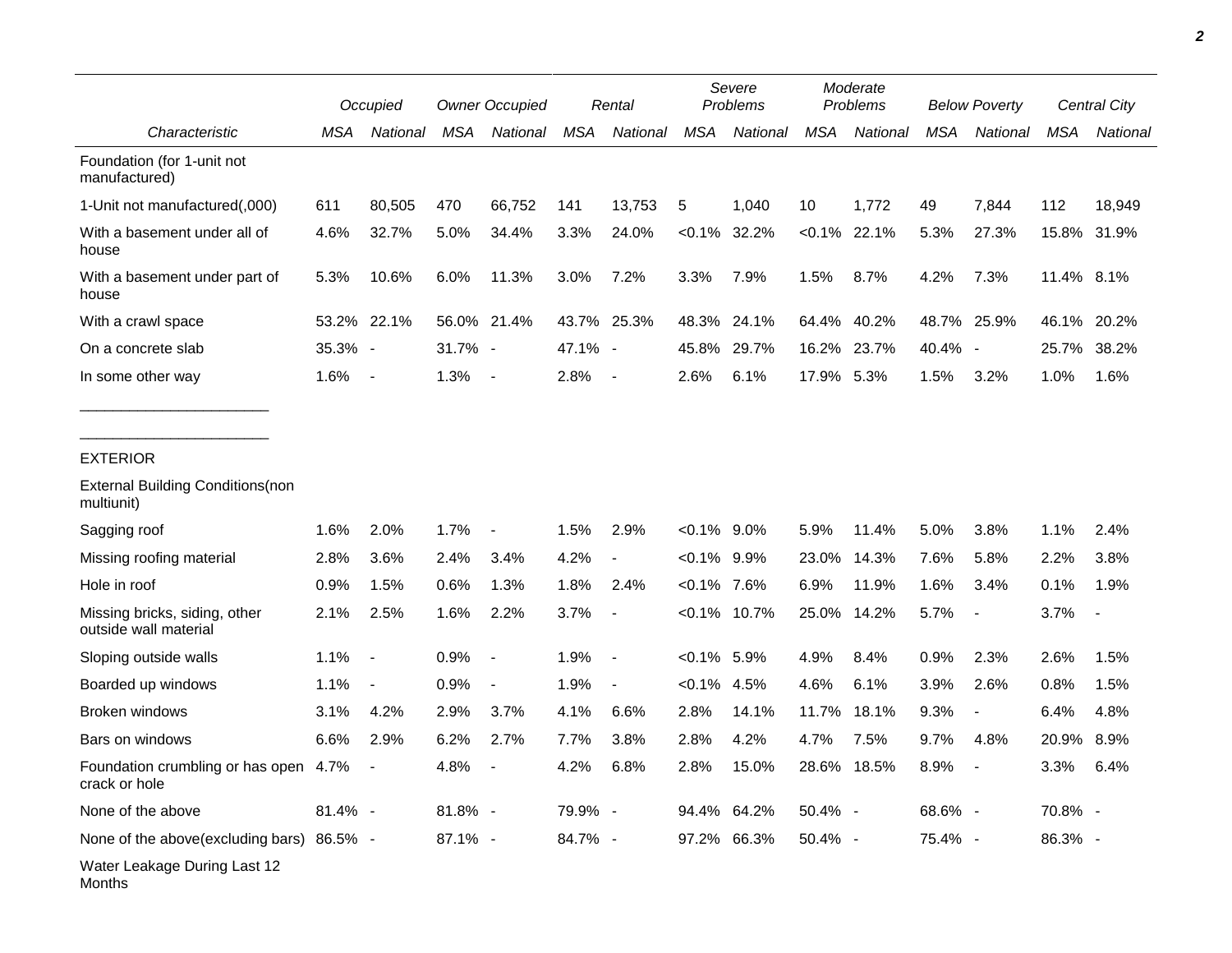| Characteristic | Occupied | | Owner Occupied | | Rental | | Severe Problems | | Moderate Problems | | Below Poverty | | Central City | |
|---|---|---|---|---|---|---|---|---|---|---|---|---|---|---|
| | MSA | National | MSA | National | MSA | National | MSA | National | MSA | National | MSA | National | MSA | National |
| Foundation (for 1-unit not manufactured) | | | | | | | | | | | | | | |
| 1-Unit not manufactured(,000) | 611 | 80,505 | 470 | 66,752 | 141 | 13,753 | 5 | 1,040 | 10 | 1,772 | 49 | 7,844 | 112 | 18,949 |
| With a basement under all of house | 4.6% | 32.7% | 5.0% | 34.4% | 3.3% | 24.0% | <0.1% | 32.2% | <0.1% | 22.1% | 5.3% | 27.3% | 15.8% | 31.9% |
| With a basement under part of house | 5.3% | 10.6% | 6.0% | 11.3% | 3.0% | 7.2% | 3.3% | 7.9% | 1.5% | 8.7% | 4.2% | 7.3% | 11.4% | 8.1% |
| With a crawl space | 53.2% | 22.1% | 56.0% | 21.4% | 43.7% | 25.3% | 48.3% | 24.1% | 64.4% | 40.2% | 48.7% | 25.9% | 46.1% | 20.2% |
| On a concrete slab | 35.3% | - | 31.7% | - | 47.1% | - | 45.8% | 29.7% | 16.2% | 23.7% | 40.4% | - | 25.7% | 38.2% |
| In some other way | 1.6% | - | 1.3% | - | 2.8% | - | 2.6% | 6.1% | 17.9% | 5.3% | 1.5% | 3.2% | 1.0% | 1.6% |

_______________________

_______________________

EXTERIOR

| Characteristic | Occupied | | Owner Occupied | | Rental | | Severe Problems | | Moderate Problems | | Below Poverty | | Central City | |
|---|---|---|---|---|---|---|---|---|---|---|---|---|---|---|
| | MSA | National | MSA | National | MSA | National | MSA | National | MSA | National | MSA | National | MSA | National |
| External Building Conditions(non multiunit) | | | | | | | | | | | | | | |
| Sagging roof | 1.6% | 2.0% | 1.7% | - | 1.5% | 2.9% | <0.1% | 9.0% | 5.9% | 11.4% | 5.0% | 3.8% | 1.1% | 2.4% |
| Missing roofing material | 2.8% | 3.6% | 2.4% | 3.4% | 4.2% | - | <0.1% | 9.9% | 23.0% | 14.3% | 7.6% | 5.8% | 2.2% | 3.8% |
| Hole in roof | 0.9% | 1.5% | 0.6% | 1.3% | 1.8% | 2.4% | <0.1% | 7.6% | 6.9% | 11.9% | 1.6% | 3.4% | 0.1% | 1.9% |
| Missing bricks, siding, other outside wall material | 2.1% | 2.5% | 1.6% | 2.2% | 3.7% | - | <0.1% | 10.7% | 25.0% | 14.2% | 5.7% | - | 3.7% | - |
| Sloping outside walls | 1.1% | - | 0.9% | - | 1.9% | - | <0.1% | 5.9% | 4.9% | 8.4% | 0.9% | 2.3% | 2.6% | 1.5% |
| Boarded up windows | 1.1% | - | 0.9% | - | 1.9% | - | <0.1% | 4.5% | 4.6% | 6.1% | 3.9% | 2.6% | 0.8% | 1.5% |
| Broken windows | 3.1% | 4.2% | 2.9% | 3.7% | 4.1% | 6.6% | 2.8% | 14.1% | 11.7% | 18.1% | 9.3% | - | 6.4% | 4.8% |
| Bars on windows | 6.6% | 2.9% | 6.2% | 2.7% | 7.7% | 3.8% | 2.8% | 4.2% | 4.7% | 7.5% | 9.7% | 4.8% | 20.9% | 8.9% |
| Foundation crumbling or has open crack or hole | 4.7% | - | 4.8% | - | 4.2% | 6.8% | 2.8% | 15.0% | 28.6% | 18.5% | 8.9% | - | 3.3% | 6.4% |
| None of the above | 81.4% | - | 81.8% | - | 79.9% | - | 94.4% | 64.2% | 50.4% | - | 68.6% | - | 70.8% | - |
| None of the above(excluding bars) | 86.5% | - | 87.1% | - | 84.7% | - | 97.2% | 66.3% | 50.4% | - | 75.4% | - | 86.3% | - |
| Water Leakage During Last 12 Months | | | | | | | | | | | | | | |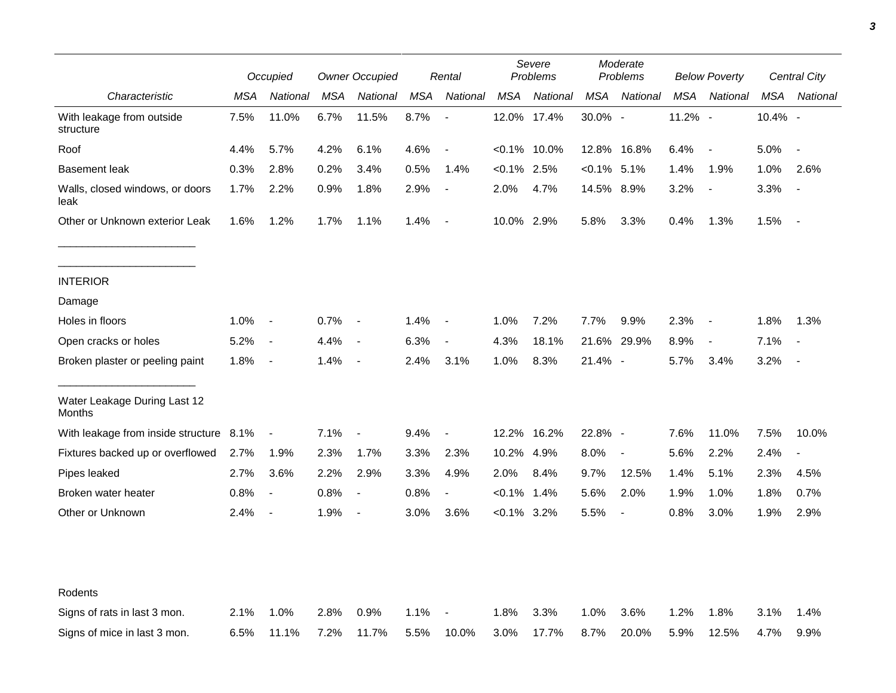| | Occupied | | Owner Occupied | | Rental | | Severe Problems | | Moderate Problems | | Below Poverty | | Central City | |
|---|---|---|---|---|---|---|---|---|---|---|---|---|---|---|
| *Characteristic* | *MSA* | *National* | *MSA* | *National* | *MSA* | *National* | *MSA* | *National* | *MSA* | *National* | *MSA* | *National* | *MSA* | *National* |
| With leakage from outside structure | 7.5% | 11.0% | 6.7% | 11.5% | 8.7% | - | 12.0% | 17.4% | 30.0% | - | 11.2% | - | 10.4% | - |
| Roof | 4.4% | 5.7% | 4.2% | 6.1% | 4.6% | - | <0.1% | 10.0% | 12.8% | 16.8% | 6.4% | - | 5.0% | - |
| Basement leak | 0.3% | 2.8% | 0.2% | 3.4% | 0.5% | 1.4% | <0.1% | 2.5% | <0.1% | 5.1% | 1.4% | 1.9% | 1.0% | 2.6% |
| Walls, closed windows, or doors leak | 1.7% | 2.2% | 0.9% | 1.8% | 2.9% | - | 2.0% | 4.7% | 14.5% | 8.9% | 3.2% | - | 3.3% | - |
| Other or Unknown exterior Leak | 1.6% | 1.2% | 1.7% | 1.1% | 1.4% | - | 10.0% | 2.9% | 5.8% | 3.3% | 0.4% | 1.3% | 1.5% | - |
| INTERIOR | | | | | | | | | | | | | | |
| Damage | | | | | | | | | | | | | | |
| Holes in floors | 1.0% | - | 0.7% | - | 1.4% | - | 1.0% | 7.2% | 7.7% | 9.9% | 2.3% | - | 1.8% | 1.3% |
| Open cracks or holes | 5.2% | - | 4.4% | - | 6.3% | - | 4.3% | 18.1% | 21.6% | 29.9% | 8.9% | - | 7.1% | - |
| Broken plaster or peeling paint | 1.8% | - | 1.4% | - | 2.4% | 3.1% | 1.0% | 8.3% | 21.4% | - | 5.7% | 3.4% | 3.2% | - |
| Water Leakage During Last 12 Months | | | | | | | | | | | | | | |
| With leakage from inside structure | 8.1% | - | 7.1% | - | 9.4% | - | 12.2% | 16.2% | 22.8% | - | 7.6% | 11.0% | 7.5% | 10.0% |
| Fixtures backed up or overflowed | 2.7% | 1.9% | 2.3% | 1.7% | 3.3% | 2.3% | 10.2% | 4.9% | 8.0% | - | 5.6% | 2.2% | 2.4% | - |
| Pipes leaked | 2.7% | 3.6% | 2.2% | 2.9% | 3.3% | 4.9% | 2.0% | 8.4% | 9.7% | 12.5% | 1.4% | 5.1% | 2.3% | 4.5% |
| Broken water heater | 0.8% | - | 0.8% | - | 0.8% | - | <0.1% | 1.4% | 5.6% | 2.0% | 1.9% | 1.0% | 1.8% | 0.7% |
| Other or Unknown | 2.4% | - | 1.9% | - | 3.0% | 3.6% | <0.1% | 3.2% | 5.5% | - | 0.8% | 3.0% | 1.9% | 2.9% |
| Rodents | | | | | | | | | | | | | | |
| Signs of rats in last 3 mon. | 2.1% | 1.0% | 2.8% | 0.9% | 1.1% | - | 1.8% | 3.3% | 1.0% | 3.6% | 1.2% | 1.8% | 3.1% | 1.4% |
| Signs of mice in last 3 mon. | 6.5% | 11.1% | 7.2% | 11.7% | 5.5% | 10.0% | 3.0% | 17.7% | 8.7% | 20.0% | 5.9% | 12.5% | 4.7% | 9.9% |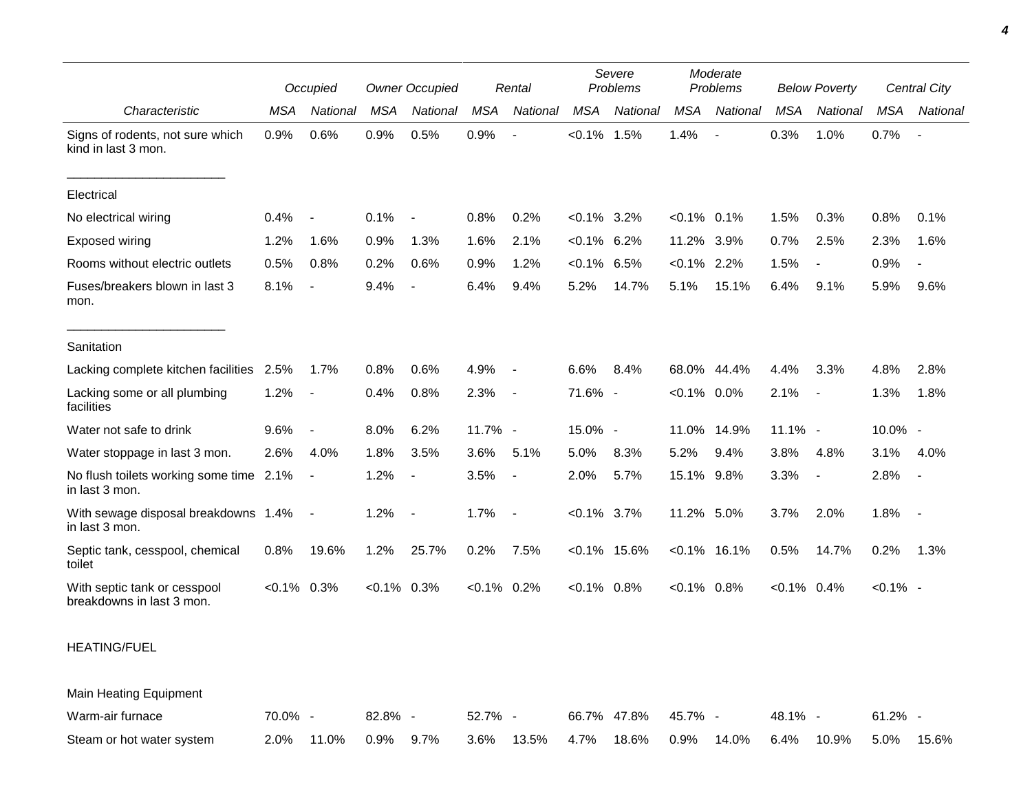| Characteristic | Occupied | | Owner Occupied | | Rental | | Severe Problems | | Moderate Problems | | Below Poverty | | Central City | |
|---|---|---|---|---|---|---|---|---|---|---|---|---|---|---|
| | MSA | National | MSA | National | MSA | National | MSA | National | MSA | National | MSA | National | MSA | National |
| Signs of rodents, not sure which kind in last 3 mon. | 0.9% | 0.6% | 0.9% | 0.5% | 0.9% | - | <0.1% | 1.5% | 1.4% | - | 0.3% | 1.0% | 0.7% | - |
| Electrical | | | | | | | | | | | | | | |
| No electrical wiring | 0.4% | - | 0.1% | - | 0.8% | 0.2% | <0.1% | 3.2% | <0.1% | 0.1% | 1.5% | 0.3% | 0.8% | 0.1% |
| Exposed wiring | 1.2% | 1.6% | 0.9% | 1.3% | 1.6% | 2.1% | <0.1% | 6.2% | 11.2% | 3.9% | 0.7% | 2.5% | 2.3% | 1.6% |
| Rooms without electric outlets | 0.5% | 0.8% | 0.2% | 0.6% | 0.9% | 1.2% | <0.1% | 6.5% | <0.1% | 2.2% | 1.5% | - | 0.9% | - |
| Fuses/breakers blown in last 3 mon. | 8.1% | - | 9.4% | - | 6.4% | 9.4% | 5.2% | 14.7% | 5.1% | 15.1% | 6.4% | 9.1% | 5.9% | 9.6% |
| Sanitation | | | | | | | | | | | | | | |
| Lacking complete kitchen facilities | 2.5% | 1.7% | 0.8% | 0.6% | 4.9% | - | 6.6% | 8.4% | 68.0% | 44.4% | 4.4% | 3.3% | 4.8% | 2.8% |
| Lacking some or all plumbing facilities | 1.2% | - | 0.4% | 0.8% | 2.3% | - | 71.6% | - | <0.1% | 0.0% | 2.1% | - | 1.3% | 1.8% |
| Water not safe to drink | 9.6% | - | 8.0% | 6.2% | 11.7% | - | 15.0% | - | 11.0% | 14.9% | 11.1% | - | 10.0% | - |
| Water stoppage in last 3 mon. | 2.6% | 4.0% | 1.8% | 3.5% | 3.6% | 5.1% | 5.0% | 8.3% | 5.2% | 9.4% | 3.8% | 4.8% | 3.1% | 4.0% |
| No flush toilets working some time in last 3 mon. | 2.1% | - | 1.2% | - | 3.5% | - | 2.0% | 5.7% | 15.1% | 9.8% | 3.3% | - | 2.8% | - |
| With sewage disposal breakdowns in last 3 mon. | 1.4% | - | 1.2% | - | 1.7% | - | <0.1% | 3.7% | 11.2% | 5.0% | 3.7% | 2.0% | 1.8% | - |
| Septic tank, cesspool, chemical toilet | 0.8% | 19.6% | 1.2% | 25.7% | 0.2% | 7.5% | <0.1% | 15.6% | <0.1% | 16.1% | 0.5% | 14.7% | 0.2% | 1.3% |
| With septic tank or cesspool breakdowns in last 3 mon. | <0.1% | 0.3% | <0.1% | 0.3% | <0.1% | 0.2% | <0.1% | 0.8% | <0.1% | 0.8% | <0.1% | 0.4% | <0.1% | - |
| HEATING/FUEL | | | | | | | | | | | | | | |
| Main Heating Equipment | | | | | | | | | | | | | | |
| Warm-air furnace | 70.0% | - | 82.8% | - | 52.7% | - | 66.7% | 47.8% | 45.7% | - | 48.1% | - | 61.2% | - |
| Steam or hot water system | 2.0% | 11.0% | 0.9% | 9.7% | 3.6% | 13.5% | 4.7% | 18.6% | 0.9% | 14.0% | 6.4% | 10.9% | 5.0% | 15.6% |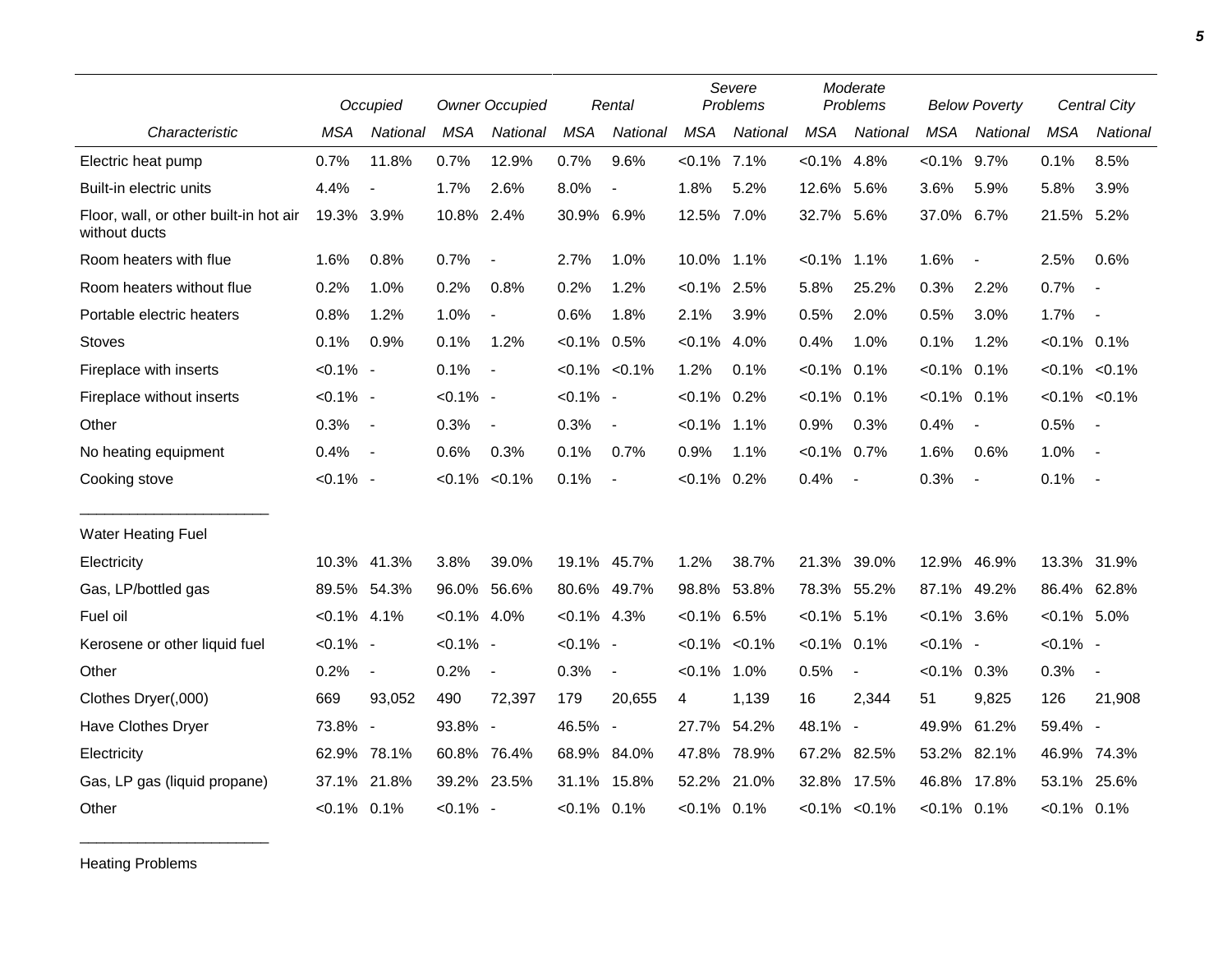| | Occupied | | Owner Occupied | | Rental | | Severe Problems | | Moderate Problems | | Below Poverty | | Central City | |
|---|---|---|---|---|---|---|---|---|---|---|---|---|---|---|
| Characteristic | MSA | National | MSA | National | MSA | National | MSA | National | MSA | National | MSA | National | MSA | National |
| Electric heat pump | 0.7% | 11.8% | 0.7% | 12.9% | 0.7% | 9.6% | <0.1% | 7.1% | <0.1% | 4.8% | <0.1% | 9.7% | 0.1% | 8.5% |
| Built-in electric units | 4.4% | - | 1.7% | 2.6% | 8.0% | - | 1.8% | 5.2% | 12.6% | 5.6% | 3.6% | 5.9% | 5.8% | 3.9% |
| Floor, wall, or other built-in hot air without ducts | 19.3% | 3.9% | 10.8% | 2.4% | 30.9% | 6.9% | 12.5% | 7.0% | 32.7% | 5.6% | 37.0% | 6.7% | 21.5% | 5.2% |
| Room heaters with flue | 1.6% | 0.8% | 0.7% | - | 2.7% | 1.0% | 10.0% | 1.1% | <0.1% | 1.1% | 1.6% | - | 2.5% | 0.6% |
| Room heaters without flue | 0.2% | 1.0% | 0.2% | 0.8% | 0.2% | 1.2% | <0.1% | 2.5% | 5.8% | 25.2% | 0.3% | 2.2% | 0.7% | - |
| Portable electric heaters | 0.8% | 1.2% | 1.0% | - | 0.6% | 1.8% | 2.1% | 3.9% | 0.5% | 2.0% | 0.5% | 3.0% | 1.7% | - |
| Stoves | 0.1% | 0.9% | 0.1% | 1.2% | <0.1% | 0.5% | <0.1% | 4.0% | 0.4% | 1.0% | 0.1% | 1.2% | <0.1% | 0.1% |
| Fireplace with inserts | <0.1% | - | 0.1% | - | <0.1% | <0.1% | 1.2% | 0.1% | <0.1% | 0.1% | <0.1% | 0.1% | <0.1% | <0.1% |
| Fireplace without inserts | <0.1% | - | <0.1% | - | <0.1% | - | <0.1% | 0.2% | <0.1% | 0.1% | <0.1% | 0.1% | <0.1% | <0.1% |
| Other | 0.3% | - | 0.3% | - | 0.3% | - | <0.1% | 1.1% | 0.9% | 0.3% | 0.4% | - | 0.5% | - |
| No heating equipment | 0.4% | - | 0.6% | 0.3% | 0.1% | 0.7% | 0.9% | 1.1% | <0.1% | 0.7% | 1.6% | 0.6% | 1.0% | - |
| Cooking stove | <0.1% | - | <0.1% | <0.1% | 0.1% | - | <0.1% | 0.2% | 0.4% | - | 0.3% | - | 0.1% | - |
| Water Heating Fuel | | | | | | | | | | | | | | |
| Electricity | 10.3% | 41.3% | 3.8% | 39.0% | 19.1% | 45.7% | 1.2% | 38.7% | 21.3% | 39.0% | 12.9% | 46.9% | 13.3% | 31.9% |
| Gas, LP/bottled gas | 89.5% | 54.3% | 96.0% | 56.6% | 80.6% | 49.7% | 98.8% | 53.8% | 78.3% | 55.2% | 87.1% | 49.2% | 86.4% | 62.8% |
| Fuel oil | <0.1% | 4.1% | <0.1% | 4.0% | <0.1% | 4.3% | <0.1% | 6.5% | <0.1% | 5.1% | <0.1% | 3.6% | <0.1% | 5.0% |
| Kerosene or other liquid fuel | <0.1% | - | <0.1% | - | <0.1% | - | <0.1% | <0.1% | <0.1% | 0.1% | <0.1% | - | <0.1% | - |
| Other | 0.2% | - | 0.2% | - | 0.3% | - | <0.1% | 1.0% | 0.5% | - | <0.1% | 0.3% | 0.3% | - |
| Clothes Dryer(,000) | 669 | 93,052 | 490 | 72,397 | 179 | 20,655 | 4 | 1,139 | 16 | 2,344 | 51 | 9,825 | 126 | 21,908 |
| Have Clothes Dryer | 73.8% | - | 93.8% | - | 46.5% | - | 27.7% | 54.2% | 48.1% | - | 49.9% | 61.2% | 59.4% | - |
| Electricity | 62.9% | 78.1% | 60.8% | 76.4% | 68.9% | 84.0% | 47.8% | 78.9% | 67.2% | 82.5% | 53.2% | 82.1% | 46.9% | 74.3% |
| Gas, LP gas (liquid propane) | 37.1% | 21.8% | 39.2% | 23.5% | 31.1% | 15.8% | 52.2% | 21.0% | 32.8% | 17.5% | 46.8% | 17.8% | 53.1% | 25.6% |
| Other | <0.1% | 0.1% | <0.1% | - | <0.1% | 0.1% | <0.1% | 0.1% | <0.1% | <0.1% | <0.1% | 0.1% | <0.1% | 0.1% |

Heating Problems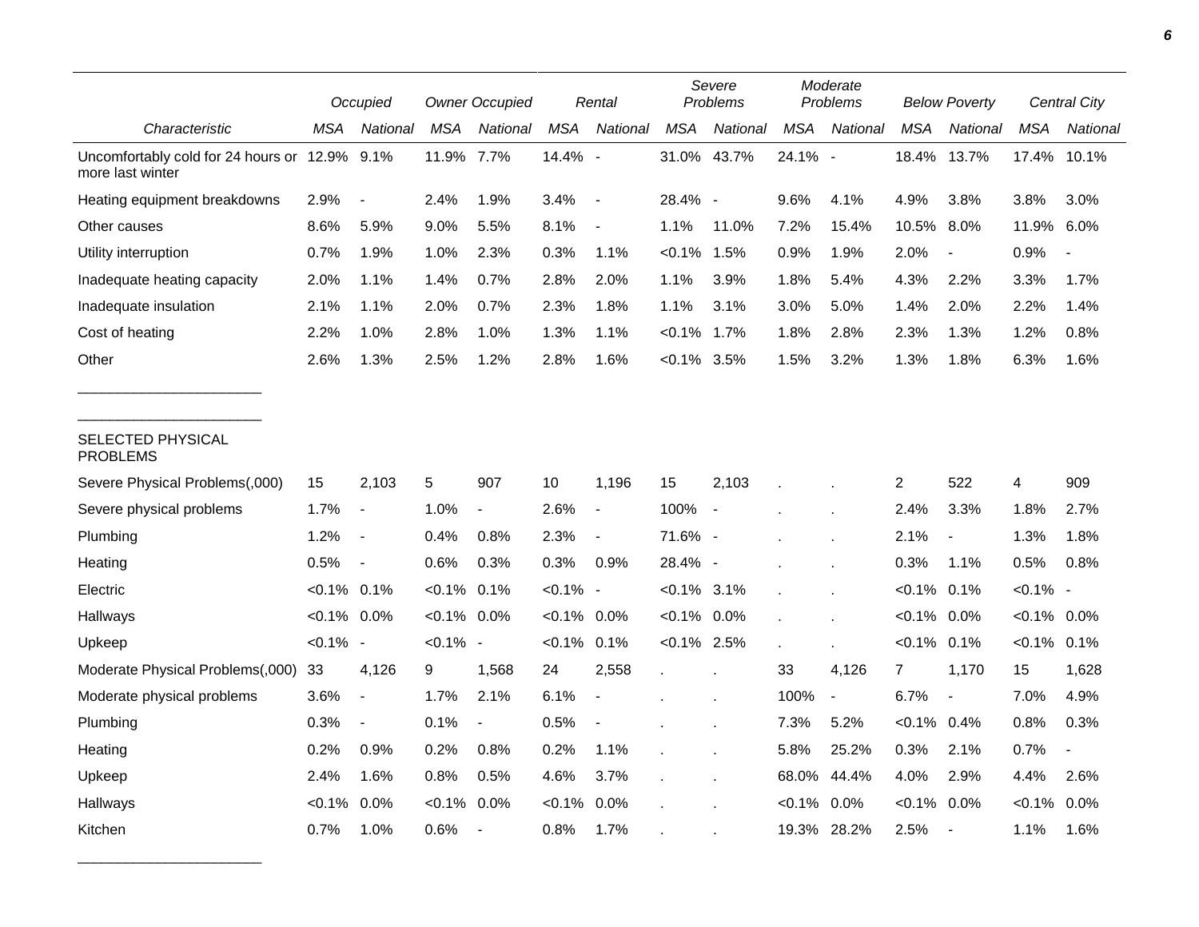| | Occupied | | Owner Occupied | | Rental | | Severe Problems | | Moderate Problems | | Below Poverty | | Central City | |
|---|---|---|---|---|---|---|---|---|---|---|---|---|---|---|
| Characteristic | MSA | National | MSA | National | MSA | National | MSA | National | MSA | National | MSA | National | MSA | National |
| Uncomfortably cold for 24 hours or more last winter | 12.9% | 9.1% | 11.9% | 7.7% | 14.4% | - | 31.0% | 43.7% | 24.1% | - | 18.4% | 13.7% | 17.4% | 10.1% |
| Heating equipment breakdowns | 2.9% | - | 2.4% | 1.9% | 3.4% | - | 28.4% | - | 9.6% | 4.1% | 4.9% | 3.8% | 3.8% | 3.0% |
| Other causes | 8.6% | 5.9% | 9.0% | 5.5% | 8.1% | - | 1.1% | 11.0% | 7.2% | 15.4% | 10.5% | 8.0% | 11.9% | 6.0% |
| Utility interruption | 0.7% | 1.9% | 1.0% | 2.3% | 0.3% | 1.1% | <0.1% | 1.5% | 0.9% | 1.9% | 2.0% | - | 0.9% | - |
| Inadequate heating capacity | 2.0% | 1.1% | 1.4% | 0.7% | 2.8% | 2.0% | 1.1% | 3.9% | 1.8% | 5.4% | 4.3% | 2.2% | 3.3% | 1.7% |
| Inadequate insulation | 2.1% | 1.1% | 2.0% | 0.7% | 2.3% | 1.8% | 1.1% | 3.1% | 3.0% | 5.0% | 1.4% | 2.0% | 2.2% | 1.4% |
| Cost of heating | 2.2% | 1.0% | 2.8% | 1.0% | 1.3% | 1.1% | <0.1% | 1.7% | 1.8% | 2.8% | 2.3% | 1.3% | 1.2% | 0.8% |
| Other | 2.6% | 1.3% | 2.5% | 1.2% | 2.8% | 1.6% | <0.1% | 3.5% | 1.5% | 3.2% | 1.3% | 1.8% | 6.3% | 1.6% |
| SELECTED PHYSICAL PROBLEMS | | | | | | | | | | | | | | |
| Severe Physical Problems(,000) | 15 | 2,103 | 5 | 907 | 10 | 1,196 | 15 | 2,103 | . | . | 2 | 522 | 4 | 909 |
| Severe physical problems | 1.7% | - | 1.0% | - | 2.6% | - | 100% | - | . | . | 2.4% | 3.3% | 1.8% | 2.7% |
| Plumbing | 1.2% | - | 0.4% | 0.8% | 2.3% | - | 71.6% | - | . | . | 2.1% | - | 1.3% | 1.8% |
| Heating | 0.5% | - | 0.6% | 0.3% | 0.3% | 0.9% | 28.4% | - | . | . | 0.3% | 1.1% | 0.5% | 0.8% |
| Electric | <0.1% | 0.1% | <0.1% | 0.1% | <0.1% | - | <0.1% | 3.1% | . | . | <0.1% | 0.1% | <0.1% | - |
| Hallways | <0.1% | 0.0% | <0.1% | 0.0% | <0.1% | 0.0% | <0.1% | 0.0% | . | . | <0.1% | 0.0% | <0.1% | 0.0% |
| Upkeep | <0.1% | - | <0.1% | - | <0.1% | 0.1% | <0.1% | 2.5% | . | . | <0.1% | 0.1% | <0.1% | 0.1% |
| Moderate Physical Problems(,000) | 33 | 4,126 | 9 | 1,568 | 24 | 2,558 | . | . | 33 | 4,126 | 7 | 1,170 | 15 | 1,628 |
| Moderate physical problems | 3.6% | - | 1.7% | 2.1% | 6.1% | - | . | . | 100% | - | 6.7% | - | 7.0% | 4.9% |
| Plumbing | 0.3% | - | 0.1% | - | 0.5% | - | . | . | 7.3% | 5.2% | <0.1% | 0.4% | 0.8% | 0.3% |
| Heating | 0.2% | 0.9% | 0.2% | 0.8% | 0.2% | 1.1% | . | . | 5.8% | 25.2% | 0.3% | 2.1% | 0.7% | - |
| Upkeep | 2.4% | 1.6% | 0.8% | 0.5% | 4.6% | 3.7% | . | . | 68.0% | 44.4% | 4.0% | 2.9% | 4.4% | 2.6% |
| Hallways | <0.1% | 0.0% | <0.1% | 0.0% | <0.1% | 0.0% | . | . | <0.1% | 0.0% | <0.1% | 0.0% | <0.1% | 0.0% |
| Kitchen | 0.7% | 1.0% | 0.6% | - | 0.8% | 1.7% | . | . | 19.3% | 28.2% | 2.5% | - | 1.1% | 1.6% |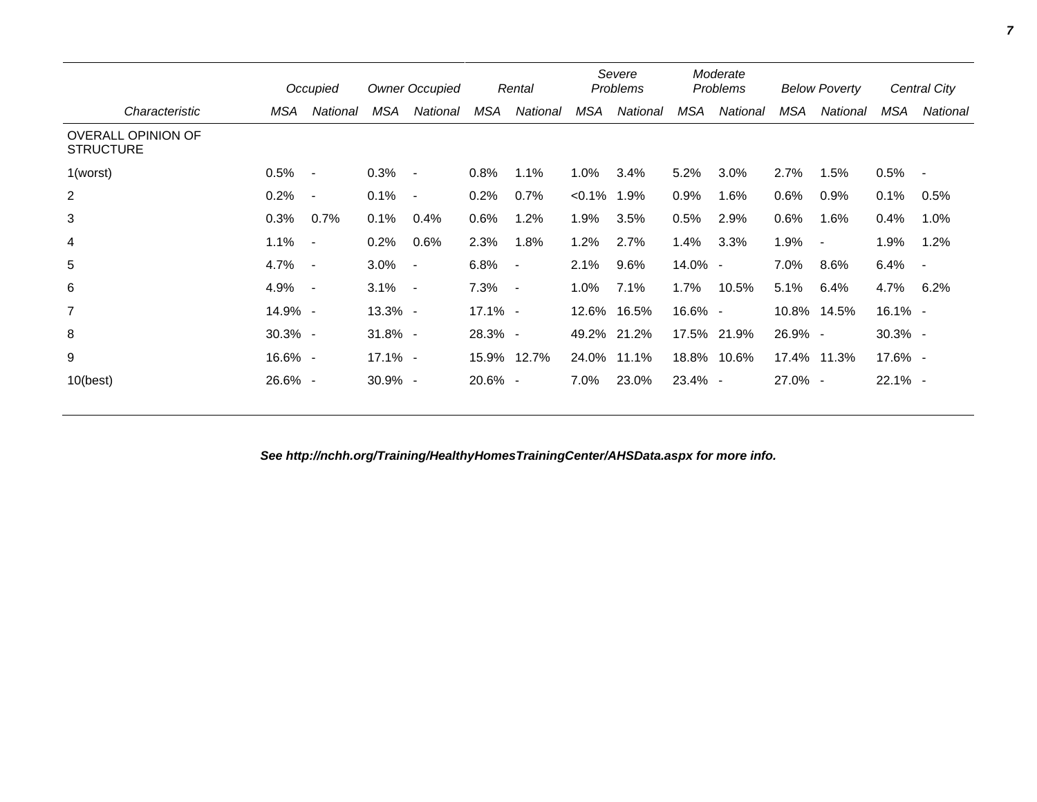| Characteristic | Occupied | | Owner Occupied | | Rental | | Severe Problems | | Moderate Problems | | Below Poverty | | Central City | |
|---|---|---|---|---|---|---|---|---|---|---|---|---|---|---|
| | MSA | National | MSA | National | MSA | National | MSA | National | MSA | National | MSA | National | MSA | National |
| OVERALL OPINION OF STRUCTURE | | | | | | | | | | | | | | |
| 1(worst) | 0.5% | - | 0.3% | - | 0.8% | 1.1% | 1.0% | 3.4% | 5.2% | 3.0% | 2.7% | 1.5% | 0.5% | - |
| 2 | 0.2% | - | 0.1% | - | 0.2% | 0.7% | <0.1% | 1.9% | 0.9% | 1.6% | 0.6% | 0.9% | 0.1% | 0.5% |
| 3 | 0.3% | 0.7% | 0.1% | 0.4% | 0.6% | 1.2% | 1.9% | 3.5% | 0.5% | 2.9% | 0.6% | 1.6% | 0.4% | 1.0% |
| 4 | 1.1% | - | 0.2% | 0.6% | 2.3% | 1.8% | 1.2% | 2.7% | 1.4% | 3.3% | 1.9% | - | 1.9% | 1.2% |
| 5 | 4.7% | - | 3.0% | - | 6.8% | - | 2.1% | 9.6% | 14.0% | - | 7.0% | 8.6% | 6.4% | - |
| 6 | 4.9% | - | 3.1% | - | 7.3% | - | 1.0% | 7.1% | 1.7% | 10.5% | 5.1% | 6.4% | 4.7% | 6.2% |
| 7 | 14.9% | - | 13.3% | - | 17.1% | - | 12.6% | 16.5% | 16.6% | - | 10.8% | 14.5% | 16.1% | - |
| 8 | 30.3% | - | 31.8% | - | 28.3% | - | 49.2% | 21.2% | 17.5% | 21.9% | 26.9% | - | 30.3% | - |
| 9 | 16.6% | - | 17.1% | - | 15.9% | 12.7% | 24.0% | 11.1% | 18.8% | 10.6% | 17.4% | 11.3% | 17.6% | - |
| 10(best) | 26.6% | - | 30.9% | - | 20.6% | - | 7.0% | 23.0% | 23.4% | - | 27.0% | - | 22.1% | - |

***See http://nchh.org/Training/HealthyHomesTrainingCenter/AHSData.aspx for more info.***